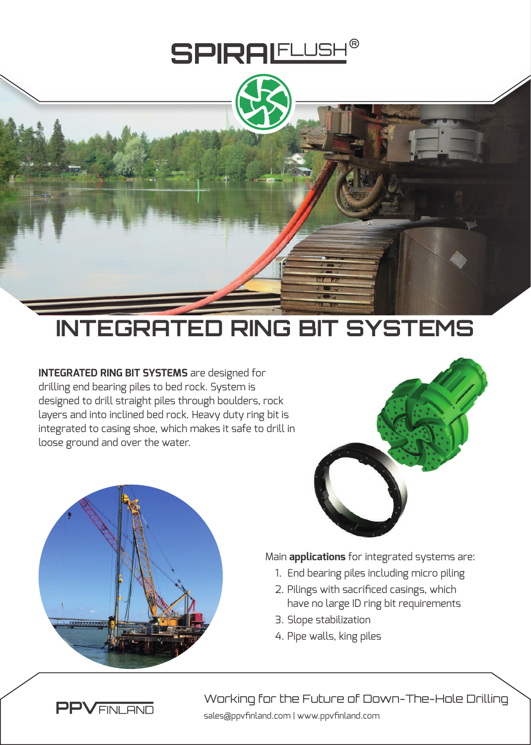# SPIRALFLUSH®

# INTEGRATED RING BIT SYSTEMS

**INTEGRATED RING BIT SYSTEMS** are designed for drilling end bearing piles to bed rock. System is designed to drill straight piles through boulders, rock layers and into inclined bed rock. Heavy duty ring bit is integrated to casing shoe, which makes it safe to drill in loose ground and over the water.

Main **applications** for integrated systems are:

1. End bearing piles including micro piling
2. Pilings with sacrificed casings, which have no large ID ring bit requirements
3. Slope stabilization
4. Pipe walls, king piles

PPV FINLAND

Working for the Future of Down-The-Hole Drilling

sales@ppvfinland.com | www.ppvfinland.com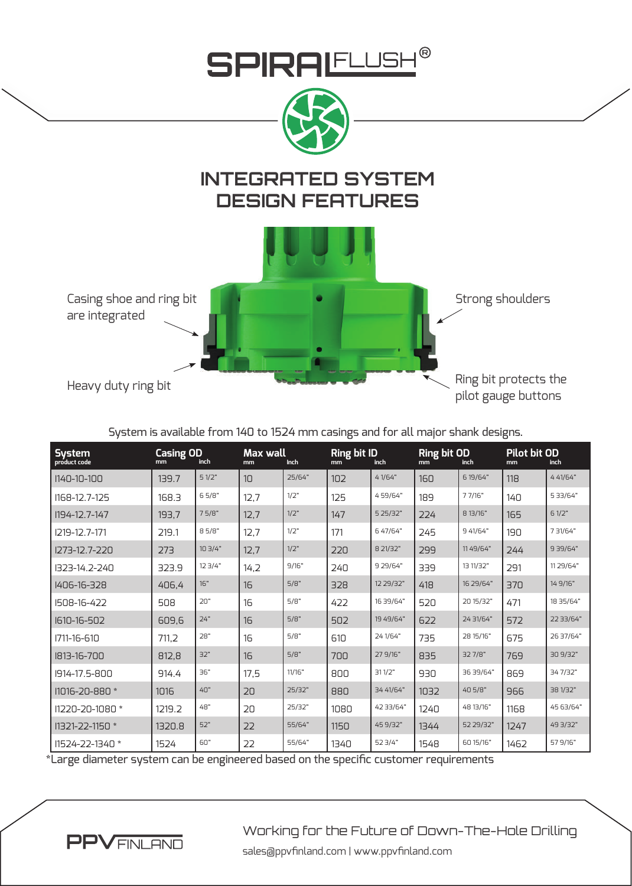# SPIRALFLUSH®

## INTEGRATED SYSTEM DESIGN FEATURES

Casing shoe and ring bit are integrated

Strong shoulders

Heavy duty ring bit

Ring bit protects the pilot gauge buttons

System is available from 140 to 1524 mm casings and for all major shank designs.

| System product code | Casing OD mm | Casing OD inch | Max wall mm | Max wall inch | Ring bit ID mm | Ring bit ID inch | Ring bit OD mm | Ring bit OD inch | Pilot bit OD mm | Pilot bit OD inch |
|---|---|---|---|---|---|---|---|---|---|---|
| I140-10-100 | 139.7 | 5 1/2" | 10 | 25/64" | 102 | 4 1/64" | 160 | 6 19/64" | 118 | 4 41/64" |
| I168-12.7-125 | 168.3 | 6 5/8" | 12,7 | 1/2" | 125 | 4 59/64" | 189 | 7 7/16" | 140 | 5 33/64" |
| I194-12.7-147 | 193,7 | 7 5/8" | 12,7 | 1/2" | 147 | 5 25/32" | 224 | 8 13/16" | 165 | 6 1/2" |
| I219-12.7-171 | 219.1 | 8 5/8" | 12,7 | 1/2" | 171 | 6 47/64" | 245 | 9 41/64" | 190 | 7 31/64" |
| I273-12.7-220 | 273 | 10 3/4" | 12,7 | 1/2" | 220 | 8 21/32" | 299 | 11 49/64" | 244 | 9 39/64" |
| I323-14.2-240 | 323.9 | 12 3/4" | 14,2 | 9/16" | 240 | 9 29/64" | 339 | 13 11/32" | 291 | 11 29/64" |
| I406-16-328 | 406,4 | 16" | 16 | 5/8" | 328 | 12 29/32" | 418 | 16 29/64" | 370 | 14 9/16" |
| I508-16-422 | 508 | 20" | 16 | 5/8" | 422 | 16 39/64" | 520 | 20 15/32" | 471 | 18 35/64" |
| I610-16-502 | 609,6 | 24" | 16 | 5/8" | 502 | 19 49/64" | 622 | 24 31/64" | 572 | 22 33/64" |
| I711-16-610 | 711,2 | 28" | 16 | 5/8" | 610 | 24 1/64" | 735 | 28 15/16" | 675 | 26 37/64" |
| I813-16-700 | 812,8 | 32" | 16 | 5/8" | 700 | 27 9/16" | 835 | 32 7/8" | 769 | 30 9/32" |
| I914-17.5-800 | 914.4 | 36" | 17,5 | 11/16" | 800 | 31 1/2" | 930 | 36 39/64" | 869 | 34 7/32" |
| I1016-20-880 * | 1016 | 40" | 20 | 25/32" | 880 | 34 41/64" | 1032 | 40 5/8" | 966 | 38 1/32" |
| I1220-20-1080 * | 1219.2 | 48" | 20 | 25/32" | 1080 | 42 33/64" | 1240 | 48 13/16" | 1168 | 45 63/64" |
| I1321-22-1150 * | 1320.8 | 52" | 22 | 55/64" | 1150 | 45 9/32" | 1344 | 52 29/32" | 1247 | 49 3/32" |
| I1524-22-1340 * | 1524 | 60" | 22 | 55/64" | 1340 | 52 3/4" | 1548 | 60 15/16" | 1462 | 57 9/16" |

*Large diameter system can be engineered based on the specific customer requirements

PPV FINLAND

Working for the Future of Down-The-Hole Drilling

sales@ppvfinland.com | www.ppvfinland.com